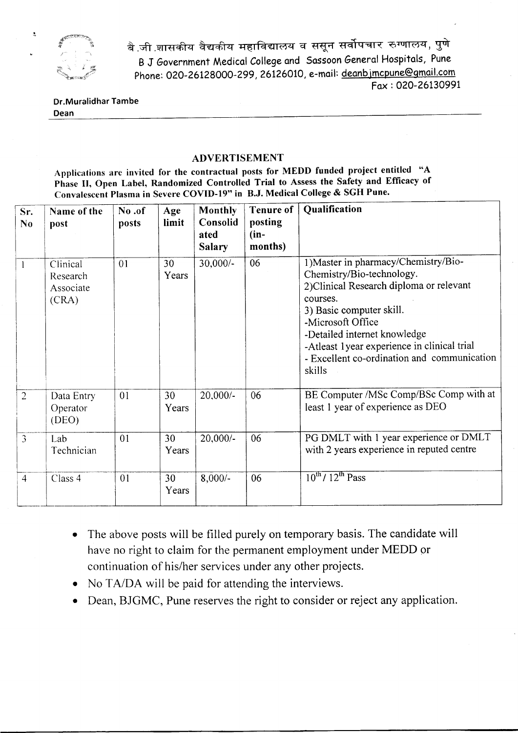बै.जी.शासकीय वैद्यकीय महाविद्यालय व ससून सर्वोपचार रुग्णालय, पुणे

B J Government Medical College and Sassoon General Hospitals, Pune

Phone: 020-26128000-299, 26126010, e-mail: deanbjmcpune@gmail.com

Fax : 020-26130991

**Dr.Muralidhar Tambe**
**Dean**

## ADVERTISEMENT

**Applications are invited for the contractual posts for MEDD funded project entitled "A Phase II, Open Label, Randomized Controlled Trial to Assess the Safety and Efficacy of Convalescent Plasma in Severe COVID-19" in B.J. Medical College & SGH Pune.**

| Sr. No | Name of the post | No .of posts | Age limit | Monthly Consolidated Salary | Tenure of posting (in-months) | Qualification |
|---|---|---|---|---|---|---|
| 1 | Clinical Research Associate (CRA) | 01 | 30 Years | 30,000/- | 06 | 1)Master in pharmacy/Chemistry/Bio-Chemistry/Bio-technology.<br>2)Clinical Research diploma or relevant courses.<br>3) Basic computer skill.<br>-Microsoft Office<br>-Detailed internet knowledge<br>-Atleast 1year experience in clinical trial<br>- Excellent co-ordination and communication skills |
| 2 | Data Entry Operator (DEO) | 01 | 30 Years | 20,000/- | 06 | BE Computer /MSc Comp/BSc Comp with at least 1 year of experience as DEO |
| 3 | Lab Technician | 01 | 30 Years | 20,000/- | 06 | PG DMLT with 1 year experience or DMLT with 2 years experience in reputed centre |
| 4 | Class 4 | 01 | 30 Years | 8,000/- | 06 | 10th / 12th Pass |

- The above posts will be filled purely on temporary basis. The candidate will have no right to claim for the permanent employment under MEDD or continuation of his/her services under any other projects.
- No TA/DA will be paid for attending the interviews.
- Dean, BJGMC, Pune reserves the right to consider or reject any application.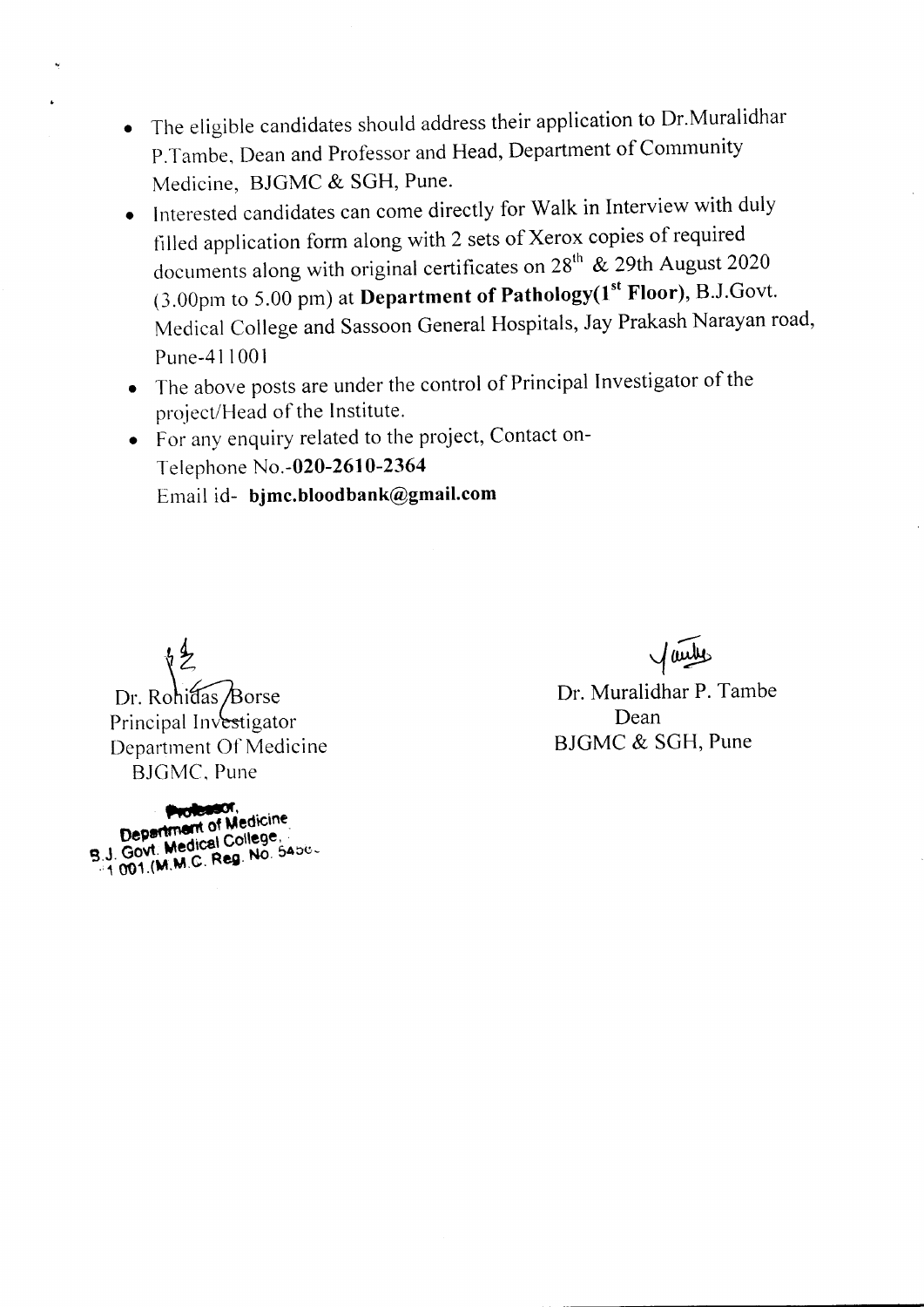- The eligible candidates should address their application to Dr.Muralidhar P.Tambe, Dean and Professor and Head, Department of Community Medicine, BJGMC & SGH, Pune.
- Interested candidates can come directly for Walk in Interview with duly filled application form along with 2 sets of Xerox copies of required documents along with original certificates on 28th & 29th August 2020 (3.00pm to 5.00 pm) at **Department of Pathology(1st Floor)**, B.J.Govt. Medical College and Sassoon General Hospitals, Jay Prakash Narayan road, Pune-411001
- The above posts are under the control of Principal Investigator of the project/Head of the Institute.
- For any enquiry related to the project, Contact on-
  Telephone No.-**020-2610-2364**
  Email id- **bjmc.bloodbank@gmail.com**

Dr. Rohidas Borse
Principal Investigator
Department Of Medicine
BJGMC, Pune

Professor,
Department of Medicine
B.J. Govt. Medical College,
1 001.(M.M.C. Reg. No. 545c-

Dr. Muralidhar P. Tambe
Dean
BJGMC & SGH, Pune